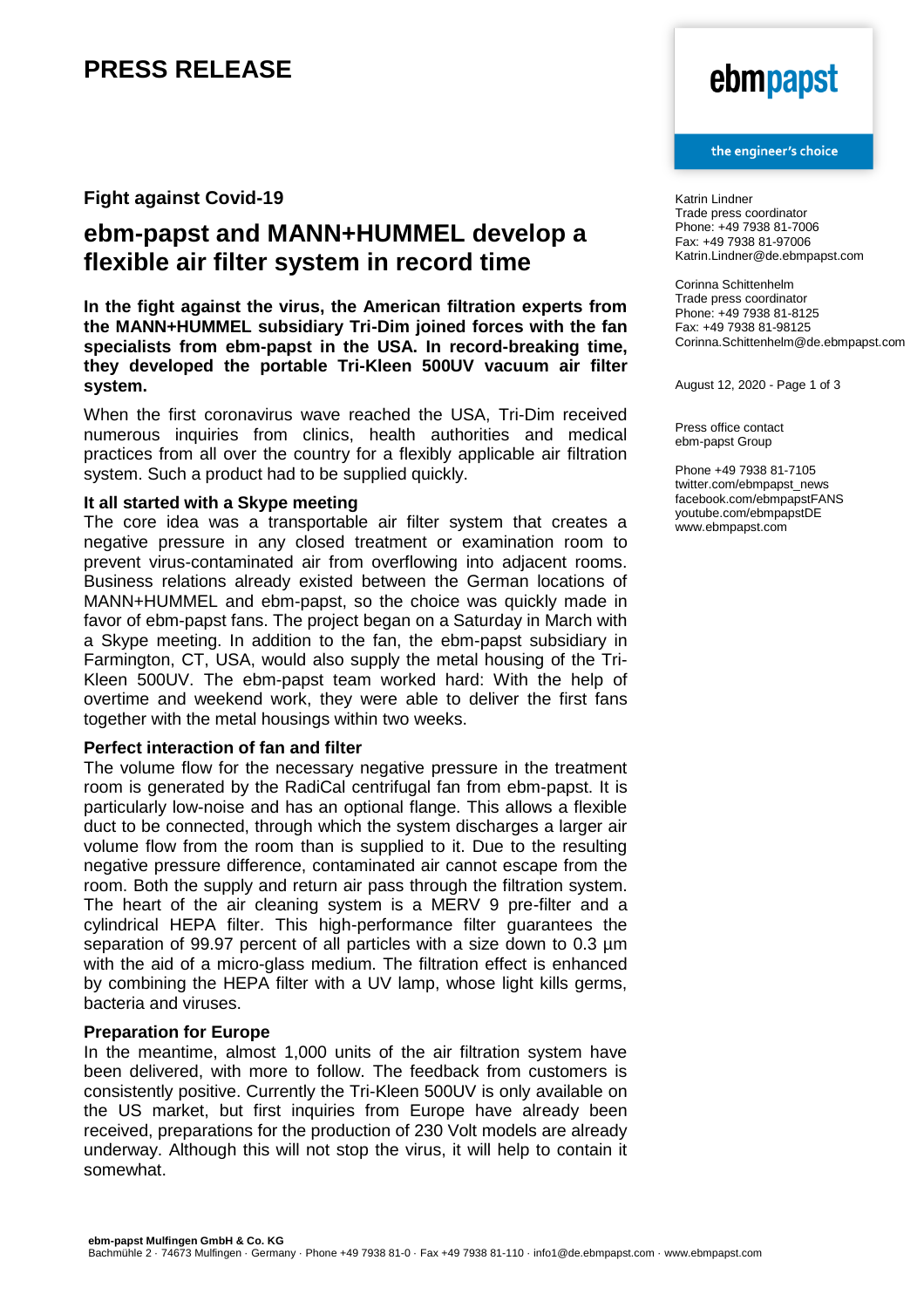# PRESS RELEASE

**Fight against Covid-19**

## ebm-papst and MANN+HUMMEL develop a flexible air filter system in record time

**In the fight against the virus, the American filtration experts from the MANN+HUMMEL subsidiary Tri-Dim joined forces with the fan specialists from ebm-papst in the USA. In record-breaking time, they developed the portable Tri-Kleen 500UV vacuum air filter system.**

When the first coronavirus wave reached the USA, Tri-Dim received numerous inquiries from clinics, health authorities and medical practices from all over the country for a flexibly applicable air filtration system. Such a product had to be supplied quickly.

### It all started with a Skype meeting

The core idea was a transportable air filter system that creates a negative pressure in any closed treatment or examination room to prevent virus-contaminated air from overflowing into adjacent rooms. Business relations already existed between the German locations of MANN+HUMMEL and ebm-papst, so the choice was quickly made in favor of ebm-papst fans. The project began on a Saturday in March with a Skype meeting. In addition to the fan, the ebm-papst subsidiary in Farmington, CT, USA, would also supply the metal housing of the Tri-Kleen 500UV. The ebm-papst team worked hard: With the help of overtime and weekend work, they were able to deliver the first fans together with the metal housings within two weeks.

### Perfect interaction of fan and filter

The volume flow for the necessary negative pressure in the treatment room is generated by the RadiCal centrifugal fan from ebm-papst. It is particularly low-noise and has an optional flange. This allows a flexible duct to be connected, through which the system discharges a larger air volume flow from the room than is supplied to it. Due to the resulting negative pressure difference, contaminated air cannot escape from the room. Both the supply and return air pass through the filtration system. The heart of the air cleaning system is a MERV 9 pre-filter and a cylindrical HEPA filter. This high-performance filter guarantees the separation of 99.97 percent of all particles with a size down to 0.3 µm with the aid of a micro-glass medium. The filtration effect is enhanced by combining the HEPA filter with a UV lamp, whose light kills germs, bacteria and viruses.

### Preparation for Europe

In the meantime, almost 1,000 units of the air filtration system have been delivered, with more to follow. The feedback from customers is consistently positive. Currently the Tri-Kleen 500UV is only available on the US market, but first inquiries from Europe have already been received, preparations for the production of 230 Volt models are already underway. Although this will not stop the virus, it will help to contain it somewhat.

ebmpapst
the engineer's choice

Katrin Lindner
Trade press coordinator
Phone: +49 7938 81-7006
Fax: +49 7938 81-97006
Katrin.Lindner@de.ebmpapst.com

Corinna Schittenhelm
Trade press coordinator
Phone: +49 7938 81-8125
Fax: +49 7938 81-98125
Corinna.Schittenhelm@de.ebmpapst.com

August 12, 2020

Press office contact
ebm-papst Group

Phone +49 7938 81-7105
twitter.com/ebmpapst_news
facebook.com/ebmpapstFANS
youtube.com/ebmpapstDE
www.ebmpapst.com

**ebm-papst Mulfingen GmbH & Co. KG**
Bachmühle 2 · 74673 Mulfingen · Germany · Phone +49 7938 81-0 · Fax +49 7938 81-110 · info1@de.ebmpapst.com · www.ebmpapst.com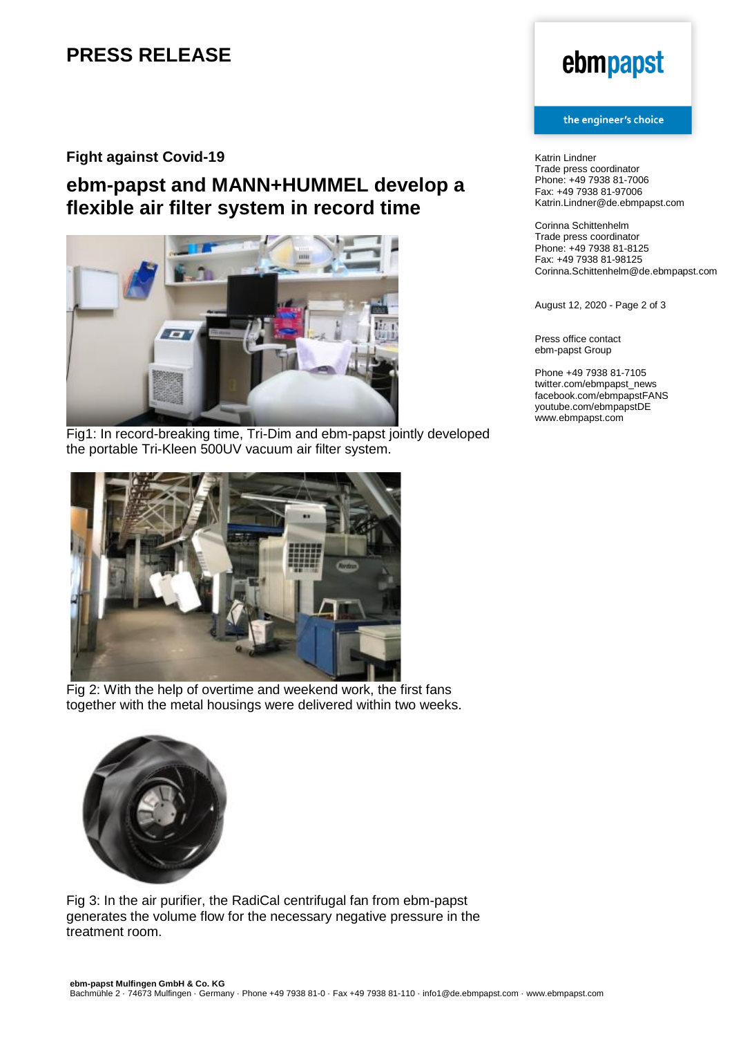# PRESS RELEASE

**Fight against Covid-19**

## ebm-papst and MANN+HUMMEL develop a flexible air filter system in record time

Fig1: In record-breaking time, Tri-Dim and ebm-papst jointly developed the portable Tri-Kleen 500UV vacuum air filter system.

Fig 2: With the help of overtime and weekend work, the first fans together with the metal housings were delivered within two weeks.

Fig 3: In the air purifier, the RadiCal centrifugal fan from ebm-papst generates the volume flow for the necessary negative pressure in the treatment room.

ebmpapst

the engineer's choice

Katrin Lindner
Trade press coordinator
Phone: +49 7938 81-7006
Fax: +49 7938 81-97006
Katrin.Lindner@de.ebmpapst.com

Corinna Schittenhelm
Trade press coordinator
Phone: +49 7938 81-8125
Fax: +49 7938 81-98125
Corinna.Schittenhelm@de.ebmpapst.com

August 12, 2020

Press office contact
ebm-papst Group

Phone +49 7938 81-7105
twitter.com/ebmpapst_news
facebook.com/ebmpapstFANS
youtube.com/ebmpapstDE
www.ebmpapst.com

**ebm-papst Mulfingen GmbH & Co. KG**
Bachmühle 2 · 74673 Mulfingen · Germany · Phone +49 7938 81-0 · Fax +49 7938 81-110 · info1@de.ebmpapst.com · www.ebmpapst.com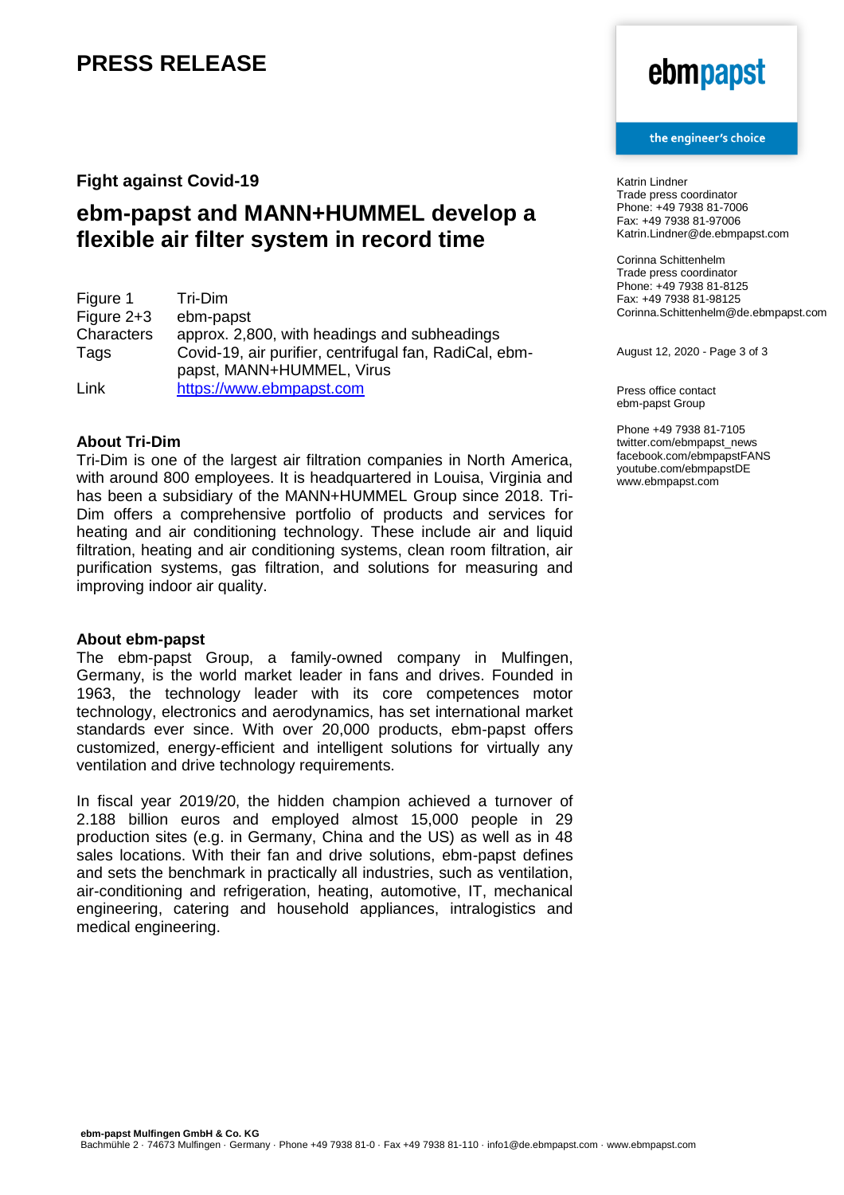# PRESS RELEASE

**Fight against Covid-19**

## ebm-papst and MANN+HUMMEL develop a flexible air filter system in record time

| | |
|---|---|
| Figure 1 | Tri-Dim |
| Figure 2+3 | ebm-papst |
| Characters | approx. 2,800, with headings and subheadings |
| Tags | Covid-19, air purifier, centrifugal fan, RadiCal, ebm-papst, MANN+HUMMEL, Virus |
| Link | https://www.ebmpapst.com |

### About Tri-Dim

Tri-Dim is one of the largest air filtration companies in North America, with around 800 employees. It is headquartered in Louisa, Virginia and has been a subsidiary of the MANN+HUMMEL Group since 2018. Tri-Dim offers a comprehensive portfolio of products and services for heating and air conditioning technology. These include air and liquid filtration, heating and air conditioning systems, clean room filtration, air purification systems, gas filtration, and solutions for measuring and improving indoor air quality.

### About ebm-papst

The ebm-papst Group, a family-owned company in Mulfingen, Germany, is the world market leader in fans and drives. Founded in 1963, the technology leader with its core competences motor technology, electronics and aerodynamics, has set international market standards ever since. With over 20,000 products, ebm-papst offers customized, energy-efficient and intelligent solutions for virtually any ventilation and drive technology requirements.

In fiscal year 2019/20, the hidden champion achieved a turnover of 2.188 billion euros and employed almost 15,000 people in 29 production sites (e.g. in Germany, China and the US) as well as in 48 sales locations. With their fan and drive solutions, ebm-papst defines and sets the benchmark in practically all industries, such as ventilation, air-conditioning and refrigeration, heating, automotive, IT, mechanical engineering, catering and household appliances, intralogistics and medical engineering.

ebmpapst

the engineer's choice

Katrin Lindner
Trade press coordinator
Phone: +49 7938 81-7006
Fax: +49 7938 81-97006
Katrin.Lindner@de.ebmpapst.com

Corinna Schittenhelm
Trade press coordinator
Phone: +49 7938 81-8125
Fax: +49 7938 81-98125
Corinna.Schittenhelm@de.ebmpapst.com

August 12, 2020

Press office contact
ebm-papst Group

Phone +49 7938 81-7105
twitter.com/ebmpapst_news
facebook.com/ebmpapstFANS
youtube.com/ebmpapstDE
www.ebmpapst.com

**ebm-papst Mulfingen GmbH & Co. KG**
Bachmühle 2 · 74673 Mulfingen · Germany · Phone +49 7938 81-0 · Fax +49 7938 81-110 · info1@de.ebmpapst.com · www.ebmpapst.com